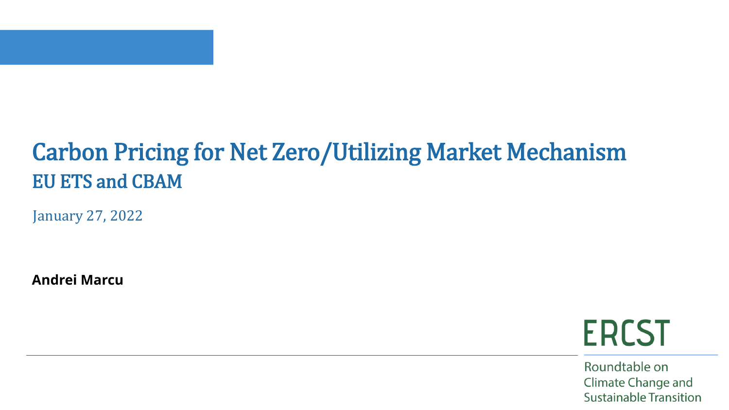# Carbon Pricing for Net Zero/Utilizing Market Mechanism

## EU ETS and CBAM

January 27, 2022

**Andrei Marcu**

ERCST

Roundtable on Climate Change and Sustainable Transition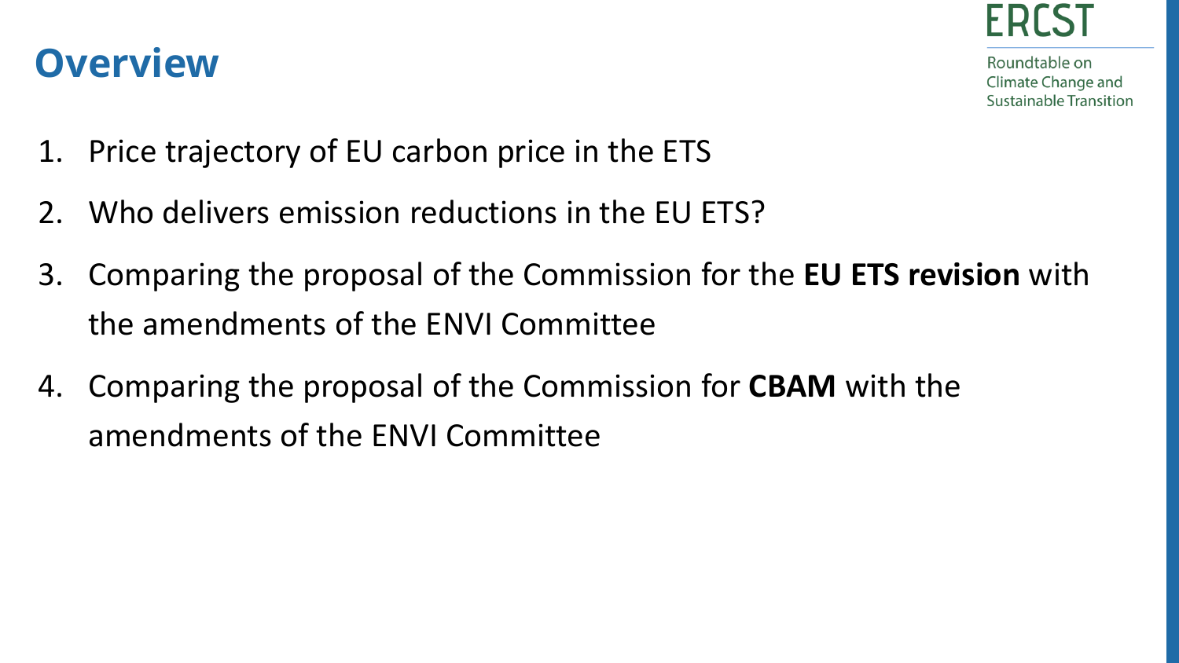# Overview

1. Price trajectory of EU carbon price in the ETS
2. Who delivers emission reductions in the EU ETS?
3. Comparing the proposal of the Commission for the **EU ETS revision** with the amendments of the ENVI Committee
4. Comparing the proposal of the Commission for **CBAM** with the amendments of the ENVI Committee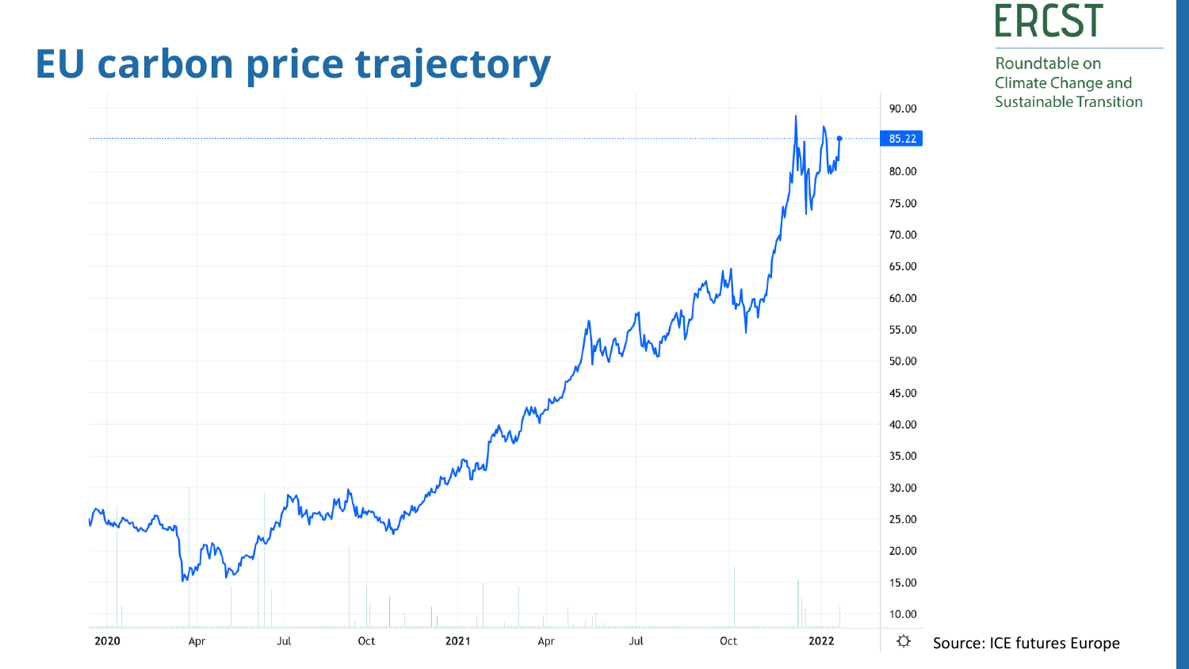# EU carbon price trajectory

ERCST

Roundtable on Climate Change and Sustainable Transition

85.22

90.00
85.00
80.00
75.00
70.00
65.00
60.00
55.00
50.00
45.00
40.00
35.00
30.00
25.00
20.00
15.00
10.00

2020 Apr Jul Oct 2021 Apr Jul Oct 2022

Source: ICE futures Europe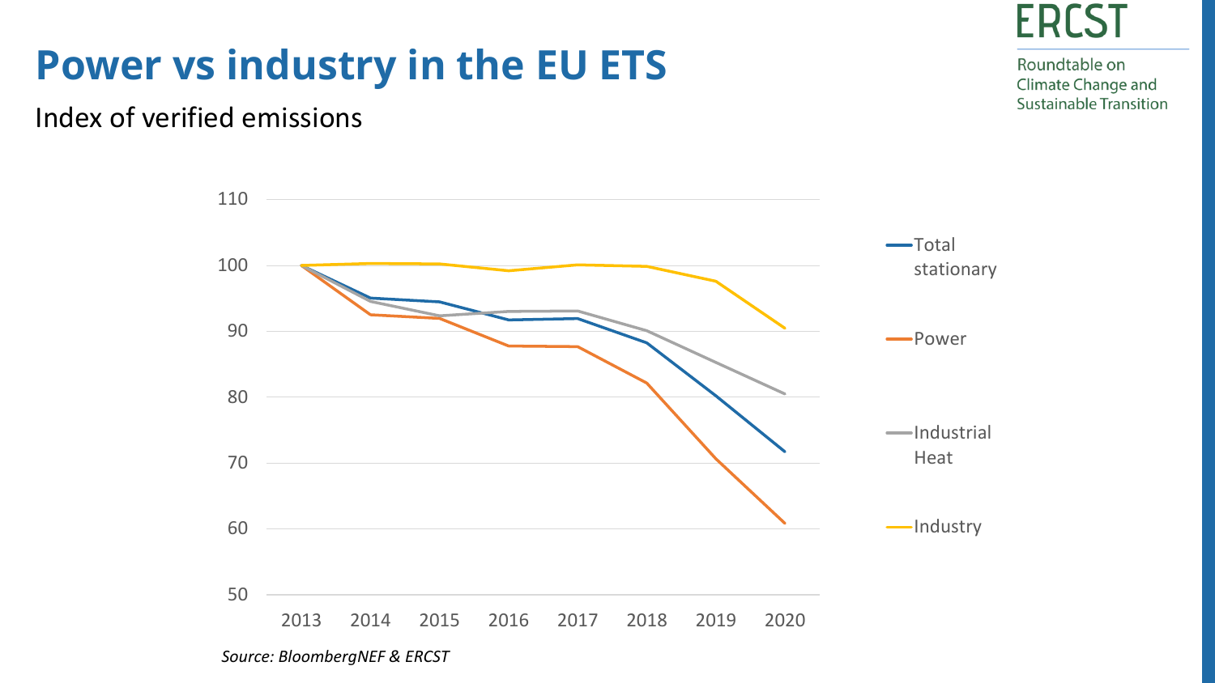# Power vs industry in the EU ETS

Index of verified emissions

*Source: BloombergNEF & ERCST*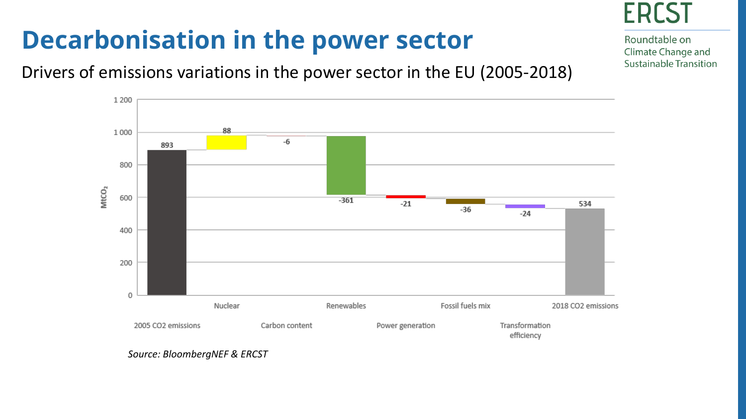# Decarbonisation in the power sector

Drivers of emissions variations in the power sector in the EU (2005-2018)

| | $MtCO_2$ |
|---|---|
| 2005 CO2 emissions | 893 |
| Nuclear | 88 |
| Carbon content | -6 |
| Renewables | -361 |
| Power generation | -21 |
| Fossil fuels mix | -36 |
| Transformation efficiency | -24 |
| 2018 CO2 emissions | 534 |

*Source: BloombergNEF & ERCST*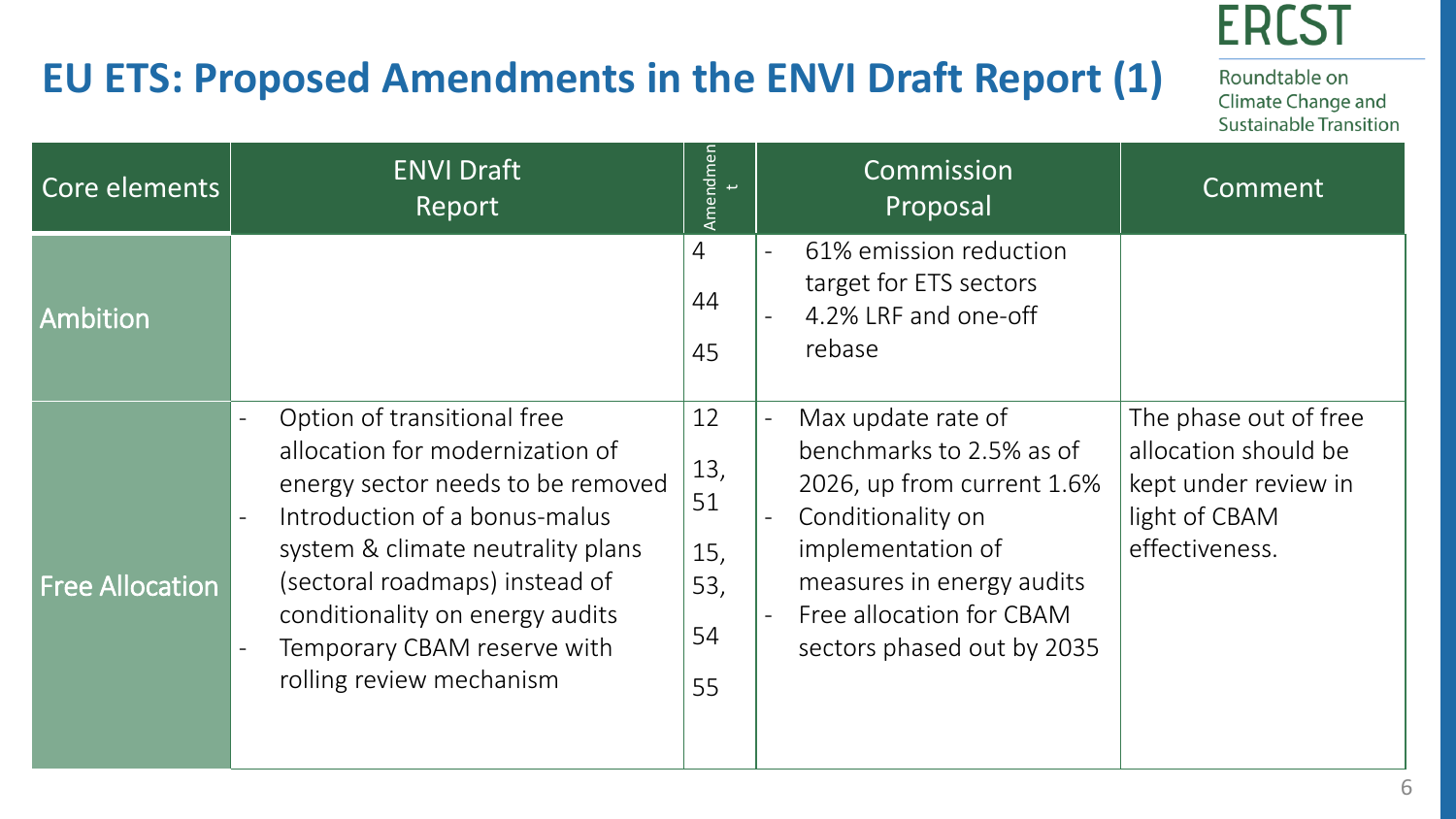# EU ETS: Proposed Amendments in the ENVI Draft Report (1)

| Core elements | ENVI Draft Report | Amendment | Commission Proposal | Comment |
|---|---|---|---|---|
| Ambition | | 4<br>44<br>45 | - 61% emission reduction target for ETS sectors<br>- 4.2% LRF and one-off rebase | |
| Free Allocation | - Option of transitional free allocation for modernization of energy sector needs to be removed<br>- Introduction of a bonus-malus system & climate neutrality plans (sectoral roadmaps) instead of conditionality on energy audits<br>- Temporary CBAM reserve with rolling review mechanism | 12<br>13, 51<br>15, 53,<br>54<br>55 | - Max update rate of benchmarks to 2.5% as of 2026, up from current 1.6%<br>- Conditionality on implementation of measures in energy audits<br>- Free allocation for CBAM sectors phased out by 2035 | The phase out of free allocation should be kept under review in light of CBAM effectiveness. |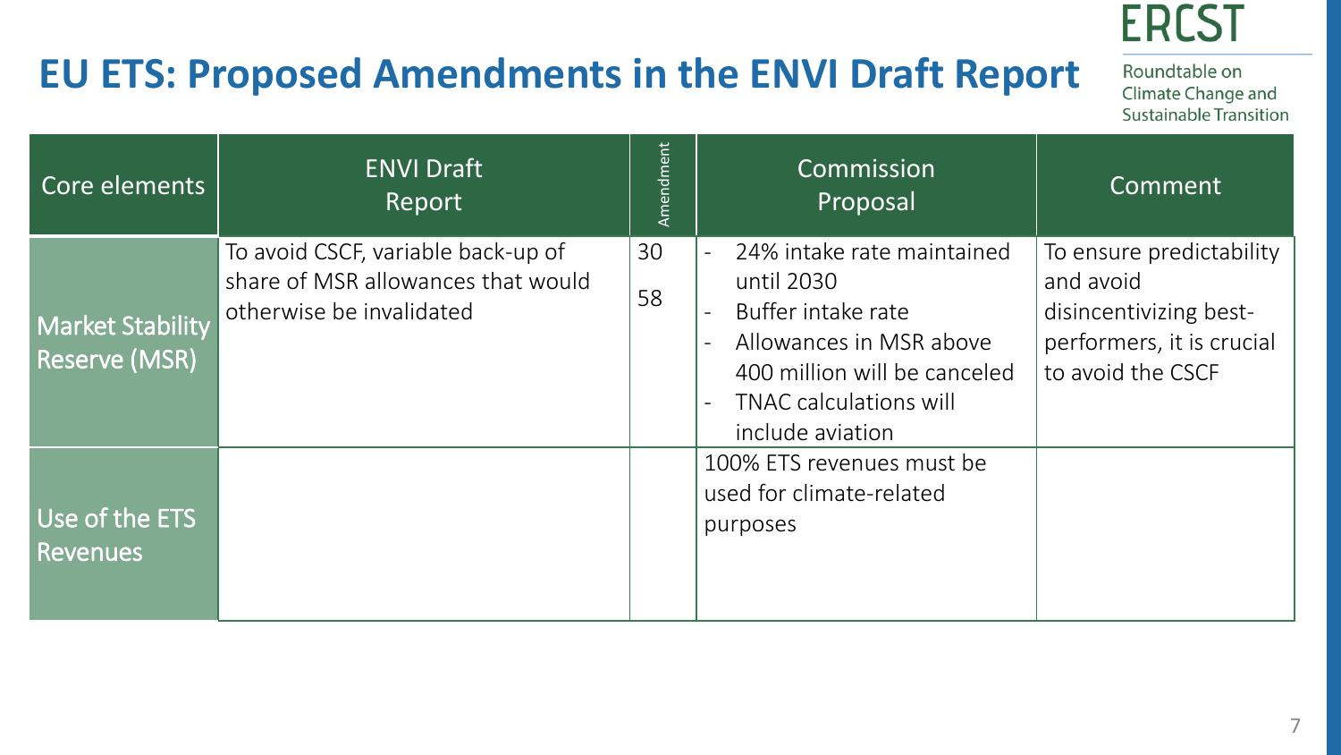# EU ETS: Proposed Amendments in the ENVI Draft Report

| Core elements | ENVI Draft Report | Amendment | Commission Proposal | Comment |
|---|---|---|---|---|
| Market Stability Reserve (MSR) | To avoid CSCF, variable back-up of share of MSR allowances that would otherwise be invalidated | 30<br>58 | - 24% intake rate maintained until 2030<br>- Buffer intake rate<br>- Allowances in MSR above 400 million will be canceled<br>- TNAC calculations will include aviation | To ensure predictability and avoid disincentivizing best-performers, it is crucial to avoid the CSCF |
| Use of the ETS Revenues | | | 100% ETS revenues must be used for climate-related purposes | |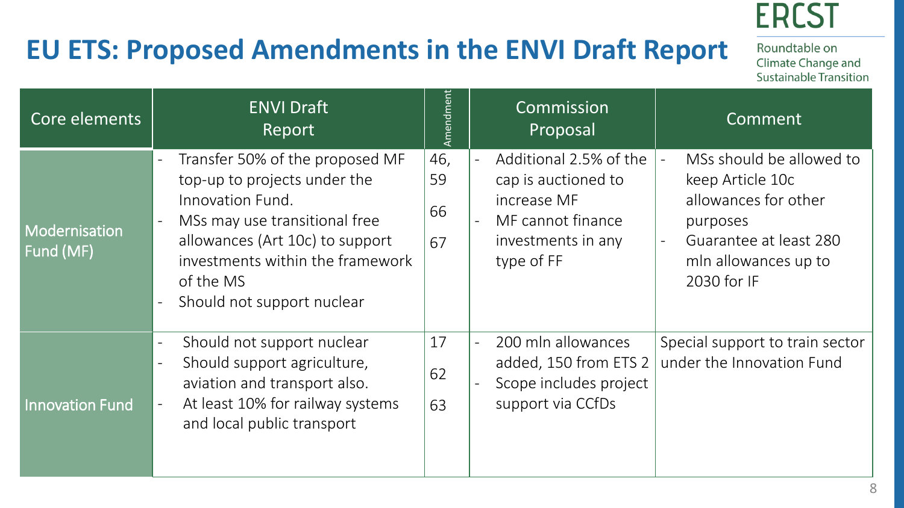# EU ETS: Proposed Amendments in the ENVI Draft Report

ERCST
Roundtable on Climate Change and Sustainable Transition

| Core elements | ENVI Draft Report | Amendment | Commission Proposal | Comment |
| --- | --- | --- | --- | --- |
| Modernisation Fund (MF) | - Transfer 50% of the proposed MF top-up to projects under the Innovation Fund.<br>- MSs may use transitional free allowances (Art 10c) to support investments within the framework of the MS<br>- Should not support nuclear | 46, 59<br>66<br>67 | - Additional 2.5% of the cap is auctioned to increase MF<br>- MF cannot finance investments in any type of FF | - MSs should be allowed to keep Article 10c allowances for other purposes<br>- Guarantee at least 280 mln allowances up to 2030 for IF |
| Innovation Fund | - Should not support nuclear<br>- Should support agriculture, aviation and transport also.<br>- At least 10% for railway systems and local public transport | 17<br>62<br>63 | - 200 mln allowances added, 150 from ETS 2<br>- Scope includes project support via CCfDs | Special support to train sector under the Innovation Fund |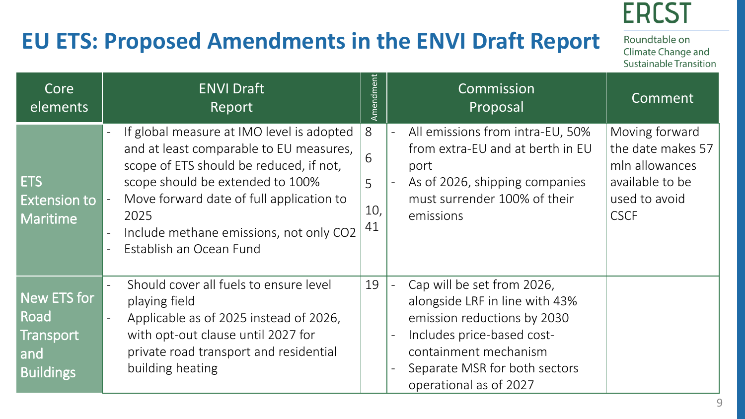# EU ETS: Proposed Amendments in the ENVI Draft Report

| Core elements | ENVI Draft Report | Amendment | Commission Proposal | Comment |
|---|---|---|---|---|
| ETS Extension to Maritime | - If global measure at IMO level is adopted and at least comparable to EU measures, scope of ETS should be reduced, if not, scope should be extended to 100%<br>- Move forward date of full application to 2025<br>- Include methane emissions, not only $CO_2$<br>- Establish an Ocean Fund | 8<br>6<br>5<br>10, 41 | - All emissions from intra-EU, 50% from extra-EU and at berth in EU port<br>- As of 2026, shipping companies must surrender 100% of their emissions | Moving forward the date makes 57 mln allowances available to be used to avoid CSCF |
| New ETS for Road Transport and Buildings | - Should cover all fuels to ensure level playing field<br>- Applicable as of 2025 instead of 2026, with opt-out clause until 2027 for private road transport and residential building heating | 19 | - Cap will be set from 2026, alongside LRF in line with 43% emission reductions by 2030<br>- Includes price-based cost-containment mechanism<br>- Separate MSR for both sectors operational as of 2027 | |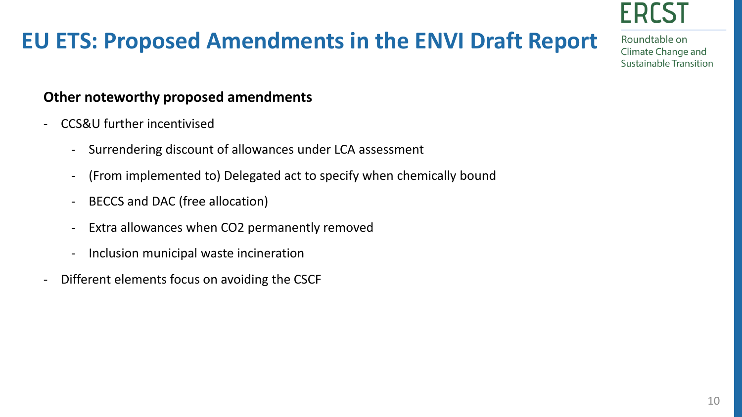# EU ETS: Proposed Amendments in the ENVI Draft Report

**Other noteworthy proposed amendments**

- CCS&U further incentivised
  - Surrendering discount of allowances under LCA assessment
  - (From implemented to) Delegated act to specify when chemically bound
  - BECCS and DAC (free allocation)
  - Extra allowances when $CO_2$ permanently removed
  - Inclusion municipal waste incineration
- Different elements focus on avoiding the CSCF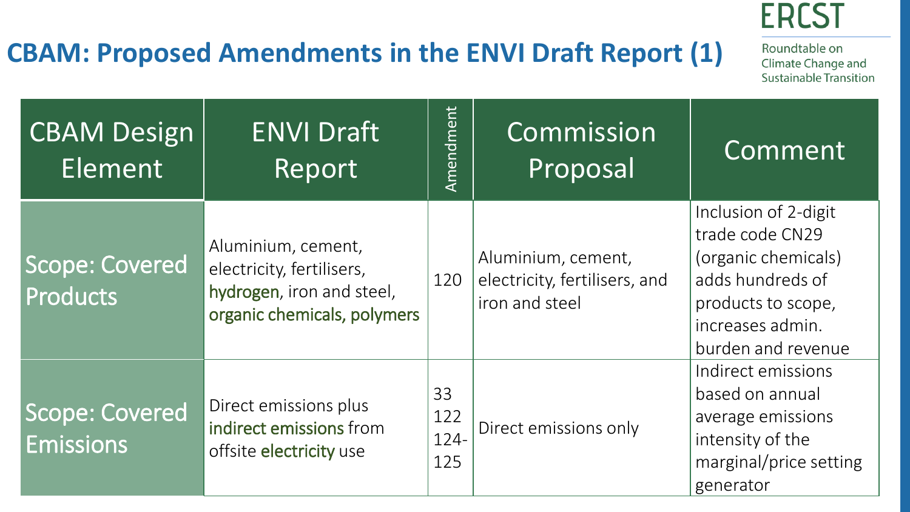# CBAM: Proposed Amendments in the ENVI Draft Report (1)

| CBAM Design Element | ENVI Draft Report | Amendment | Commission Proposal | Comment |
|---|---|---|---|---|
| Scope: Covered Products | Aluminium, cement, electricity, fertilisers, hydrogen, iron and steel, organic chemicals, polymers | 120 | Aluminium, cement, electricity, fertilisers, and iron and steel | Inclusion of 2-digit trade code CN29 (organic chemicals) adds hundreds of products to scope, increases admin. burden and revenue |
| Scope: Covered Emissions | Direct emissions plus indirect emissions from offsite electricity use | 33<br>122<br>124-125 | Direct emissions only | Indirect emissions based on annual average emissions intensity of the marginal/price setting generator |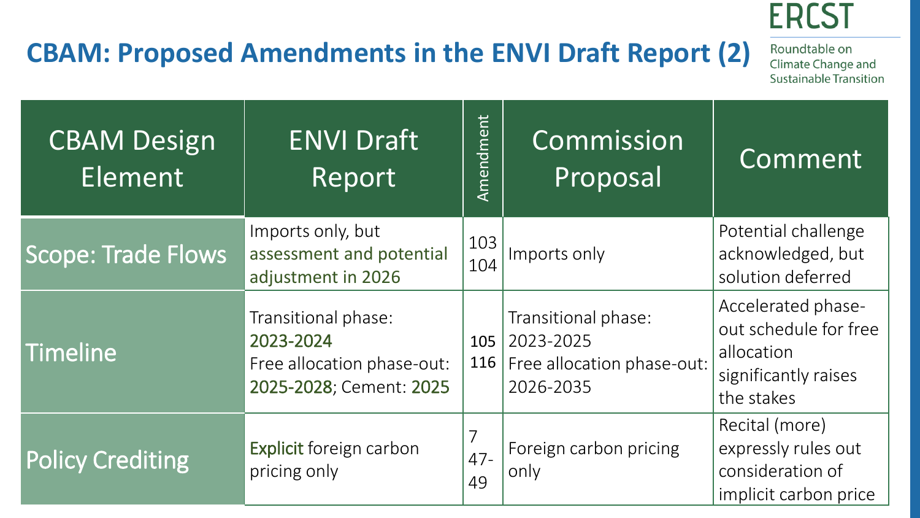# CBAM: Proposed Amendments in the ENVI Draft Report (2)

ERCST
Roundtable on Climate Change and Sustainable Transition

| CBAM Design Element | ENVI Draft Report | Amendment | Commission Proposal | Comment |
|---|---|---|---|---|
| Scope: Trade Flows | Imports only, but assessment and potential adjustment in 2026 | 103 104 | Imports only | Potential challenge acknowledged, but solution deferred |
| Timeline | Transitional phase: 2023-2024 Free allocation phase-out: 2025-2028; Cement: 2025 | 105 116 | Transitional phase: 2023-2025 Free allocation phase-out: 2026-2035 | Accelerated phase-out schedule for free allocation significantly raises the stakes |
| Policy Crediting | Explicit foreign carbon pricing only | 7 47-49 | Foreign carbon pricing only | Recital (more) expressly rules out consideration of implicit carbon price |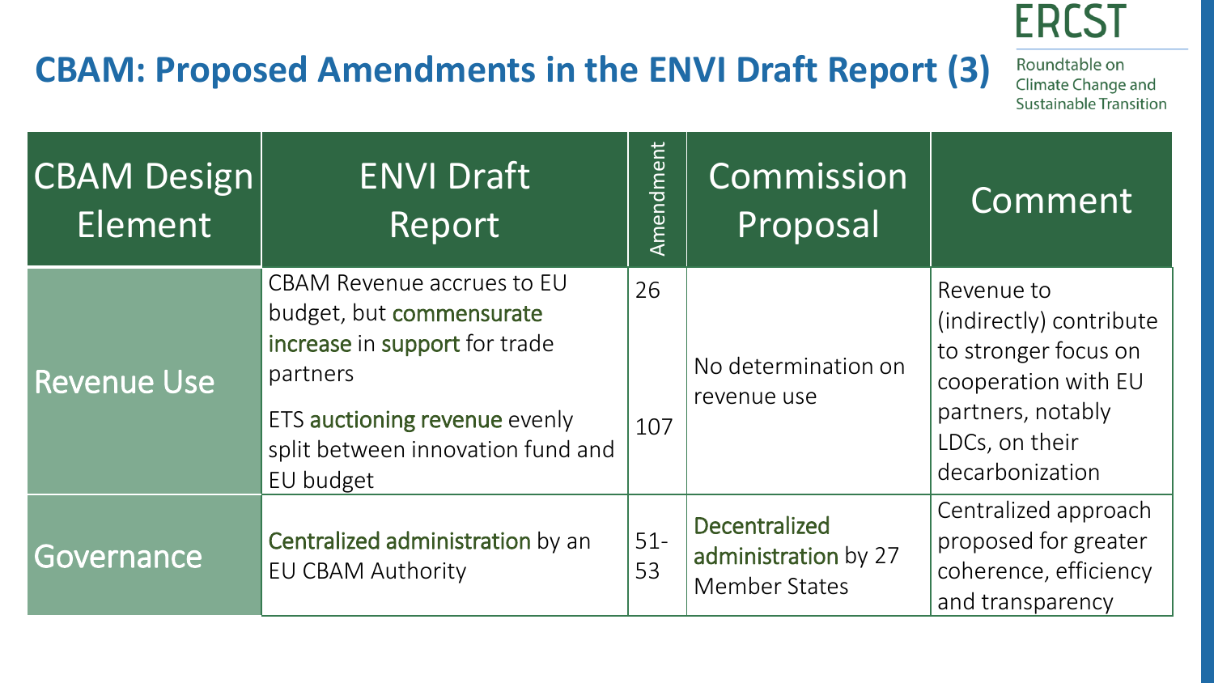# CBAM: Proposed Amendments in the ENVI Draft Report (3)

| CBAM Design Element | ENVI Draft Report | Amendment | Commission Proposal | Comment |
|---|---|---|---|---|
| Revenue Use | CBAM Revenue accrues to EU budget, but commensurate increase in support for trade partners | 26 | No determination on revenue use | Revenue to (indirectly) contribute to stronger focus on cooperation with EU partners, notably LDCs, on their decarbonization |
| | ETS auctioning revenue evenly split between innovation fund and EU budget | 107 | | |
| Governance | Centralized administration by an EU CBAM Authority | 51-53 | Decentralized administration by 27 Member States | Centralized approach proposed for greater coherence, efficiency and transparency |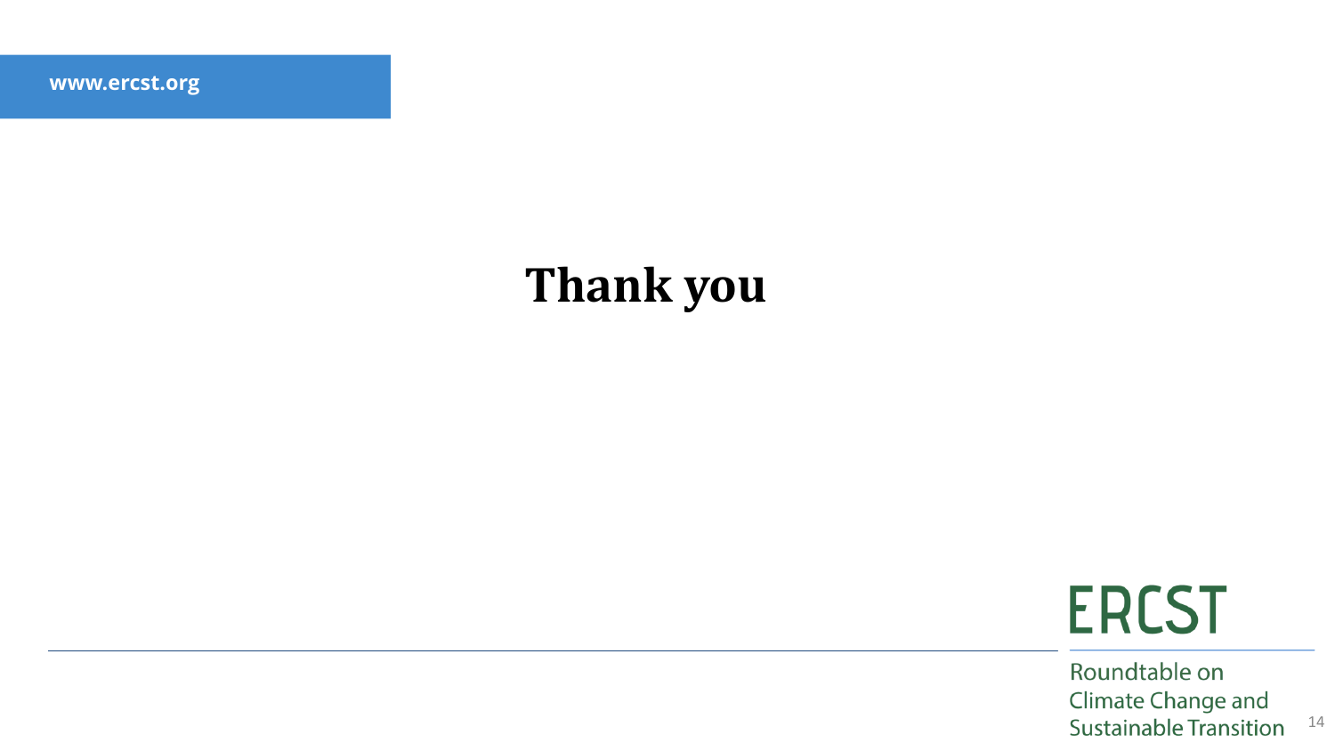www.ercst.org

# Thank you

ERCST

Roundtable on
Climate Change and
Sustainable Transition